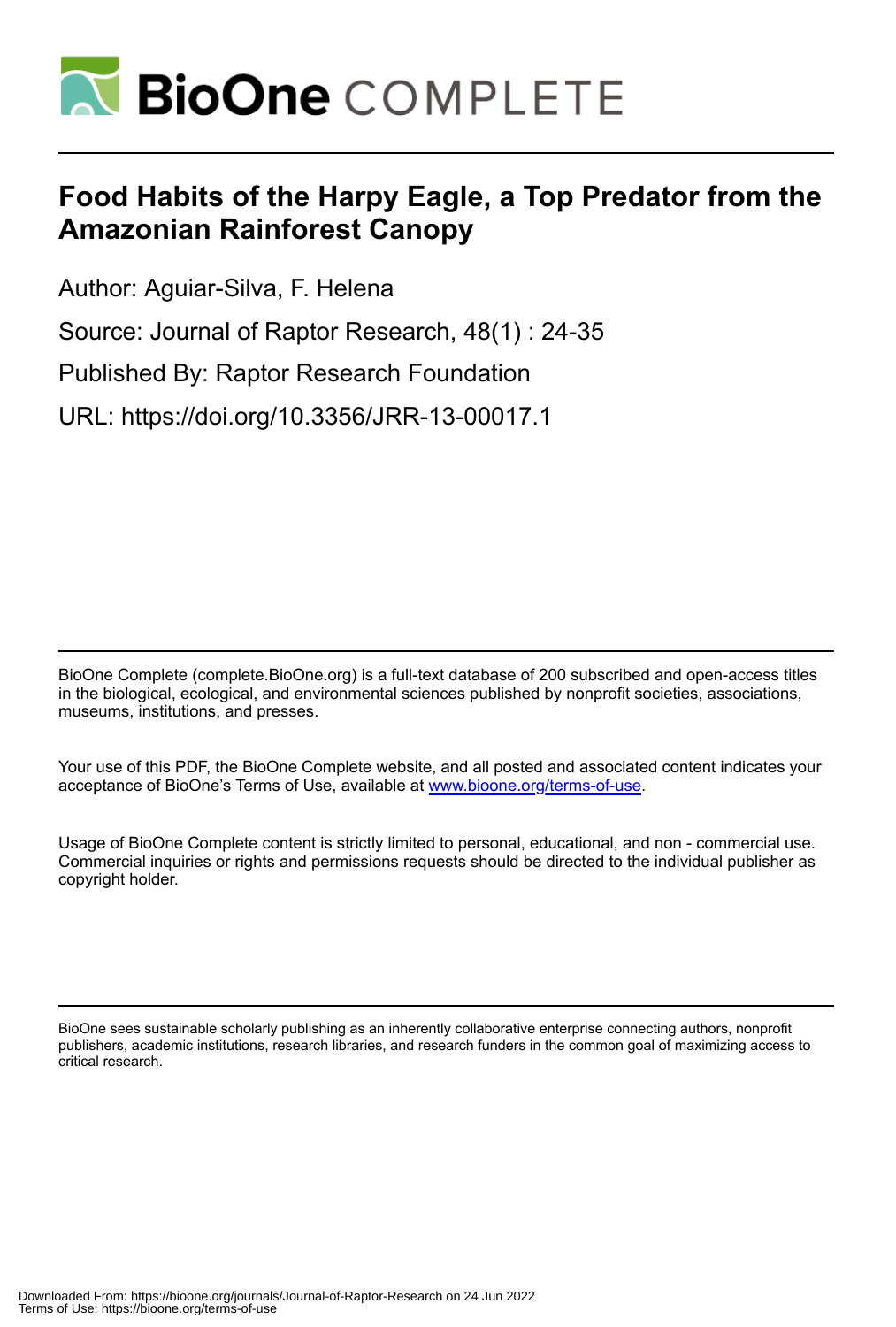# Food Habits of the Harpy Eagle, a Top Predator from the Amazonian Rainforest Canopy

Author: Aguiar-Silva, F. Helena

Source: Journal of Raptor Research, 48(1) : 24-35

Published By: Raptor Research Foundation

URL: https://doi.org/10.3356/JRR-13-00017.1

BioOne Complete (complete.BioOne.org) is a full-text database of 200 subscribed and open-access titles in the biological, ecological, and environmental sciences published by nonprofit societies, associations, museums, institutions, and presses.

Your use of this PDF, the BioOne Complete website, and all posted and associated content indicates your acceptance of BioOne's Terms of Use, available at www.bioone.org/terms-of-use.

Usage of BioOne Complete content is strictly limited to personal, educational, and non - commercial use. Commercial inquiries or rights and permissions requests should be directed to the individual publisher as copyright holder.

BioOne sees sustainable scholarly publishing as an inherently collaborative enterprise connecting authors, nonprofit publishers, academic institutions, research libraries, and research funders in the common goal of maximizing access to critical research.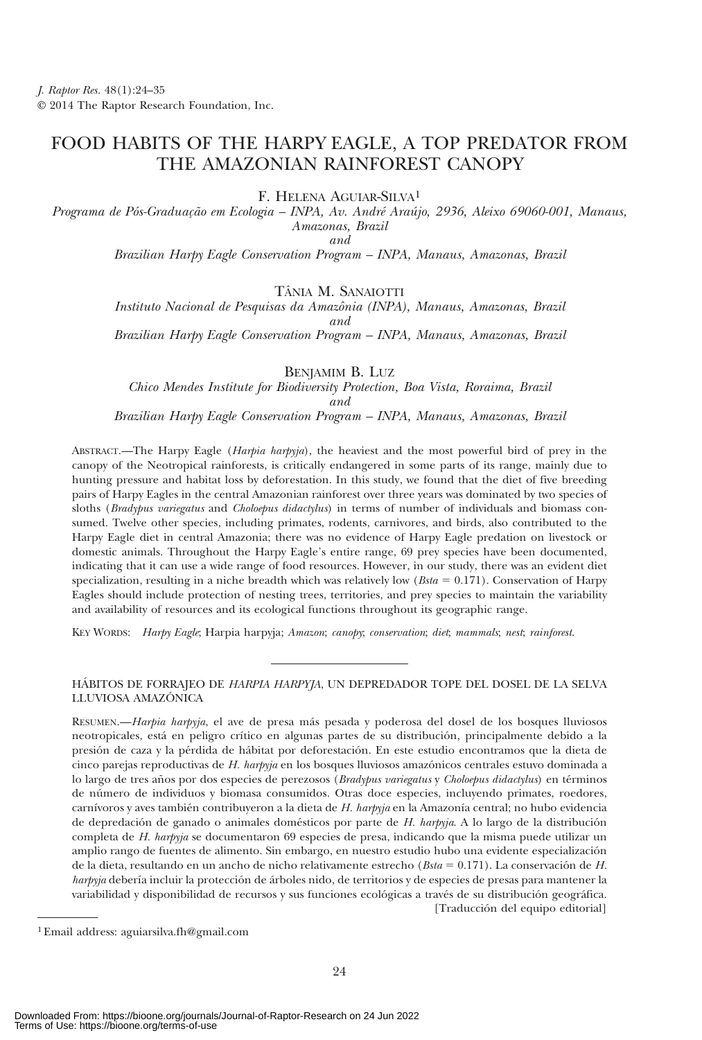*J. Raptor Res.* 48(1):24–35
© 2014 The Raptor Research Foundation, Inc.

# FOOD HABITS OF THE HARPY EAGLE, A TOP PREDATOR FROM THE AMAZONIAN RAINFOREST CANOPY

F. Helena Aguiar-Silva[1]

*Programa de Pós-Graduação em Ecologia – INPA, Av. André Araújo, 2936, Aleixo 69060-001, Manaus, Amazonas, Brazil*
*and*
*Brazilian Harpy Eagle Conservation Program – INPA, Manaus, Amazonas, Brazil*

Tânia M. Sanaiotti

*Instituto Nacional de Pesquisas da Amazônia (INPA), Manaus, Amazonas, Brazil*
*and*
*Brazilian Harpy Eagle Conservation Program – INPA, Manaus, Amazonas, Brazil*

Benjamim B. Luz

*Chico Mendes Institute for Biodiversity Protection, Boa Vista, Roraima, Brazil*
*and*
*Brazilian Harpy Eagle Conservation Program – INPA, Manaus, Amazonas, Brazil*

Abstract.—The Harpy Eagle (*Harpia harpyja*), the heaviest and the most powerful bird of prey in the canopy of the Neotropical rainforests, is critically endangered in some parts of its range, mainly due to hunting pressure and habitat loss by deforestation. In this study, we found that the diet of five breeding pairs of Harpy Eagles in the central Amazonian rainforest over three years was dominated by two species of sloths (*Bradypus variegatus* and *Choloepus didactylus*) in terms of number of individuals and biomass consumed. Twelve other species, including primates, rodents, carnivores, and birds, also contributed to the Harpy Eagle diet in central Amazonia; there was no evidence of Harpy Eagle predation on livestock or domestic animals. Throughout the Harpy Eagle's entire range, 69 prey species have been documented, indicating that it can use a wide range of food resources. However, in our study, there was an evident diet specialization, resulting in a niche breadth which was relatively low (*Bsta* = 0.171). Conservation of Harpy Eagles should include protection of nesting trees, territories, and prey species to maintain the variability and availability of resources and its ecological functions throughout its geographic range.

Key Words: *Harpy Eagle*; Harpia harpyja; *Amazon*; *canopy*; *conservation*; *diet*; *mammals*; *nest*; *rainforest*.

---

HÁBITOS DE FORRAJEO DE *HARPIA HARPYJA*, UN DEPREDADOR TOPE DEL DOSEL DE LA SELVA LLUVIOSA AMAZÓNICA

Resumen.—*Harpia harpyja*, el ave de presa más pesada y poderosa del dosel de los bosques lluviosos neotropicales, está en peligro crítico en algunas partes de su distribución, principalmente debido a la presión de caza y la pérdida de hábitat por deforestación. En este estudio encontramos que la dieta de cinco parejas reproductivas de *H. harpyja* en los bosques lluviosos amazónicos centrales estuvo dominada a lo largo de tres años por dos especies de perezosos (*Bradypus variegatus* y *Choloepus didactylus*) en términos de número de individuos y biomasa consumidos. Otras doce especies, incluyendo primates, roedores, carnívoros y aves también contribuyeron a la dieta de *H. harpyja* en la Amazonía central; no hubo evidencia de depredación de ganado o animales domésticos por parte de *H. harpyja*. A lo largo de la distribución completa de *H. harpyja* se documentaron 69 especies de presa, indicando que la misma puede utilizar un amplio rango de fuentes de alimento. Sin embargo, en nuestro estudio hubo una evidente especialización de la dieta, resultando en un ancho de nicho relativamente estrecho (*Bsta* = 0.171). La conservación de *H. harpyja* debería incluir la protección de árboles nido, de territorios y de especies de presas para mantener la variabilidad y disponibilidad de recursos y sus funciones ecológicas a través de su distribución geográfica.

[Traducción del equipo editorial]

[1] Email address: aguiarsilva.fh@gmail.com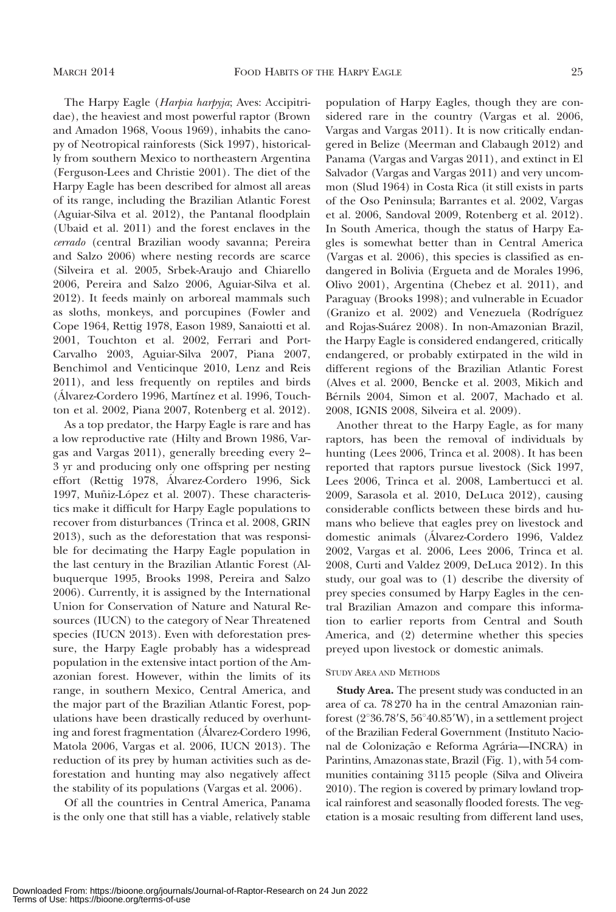The Harpy Eagle (*Harpia harpyja*; Aves: Accipitridae), the heaviest and most powerful raptor (Brown and Amadon 1968, Voous 1969), inhabits the canopy of Neotropical rainforests (Sick 1997), historically from southern Mexico to northeastern Argentina (Ferguson-Lees and Christie 2001). The diet of the Harpy Eagle has been described for almost all areas of its range, including the Brazilian Atlantic Forest (Aguiar-Silva et al. 2012), the Pantanal floodplain (Ubaid et al. 2011) and the forest enclaves in the *cerrado* (central Brazilian woody savanna; Pereira and Salzo 2006) where nesting records are scarce (Silveira et al. 2005, Srbek-Araujo and Chiarello 2006, Pereira and Salzo 2006, Aguiar-Silva et al. 2012). It feeds mainly on arboreal mammals such as sloths, monkeys, and porcupines (Fowler and Cope 1964, Rettig 1978, Eason 1989, Sanaiotti et al. 2001, Touchton et al. 2002, Ferrari and Port-Carvalho 2003, Aguiar-Silva 2007, Piana 2007, Benchimol and Venticinque 2010, Lenz and Reis 2011), and less frequently on reptiles and birds (Álvarez-Cordero 1996, Martínez et al. 1996, Touchton et al. 2002, Piana 2007, Rotenberg et al. 2012).

As a top predator, the Harpy Eagle is rare and has a low reproductive rate (Hilty and Brown 1986, Vargas and Vargas 2011), generally breeding every 2–3 yr and producing only one offspring per nesting effort (Rettig 1978, Álvarez-Cordero 1996, Sick 1997, Muñiz-López et al. 2007). These characteristics make it difficult for Harpy Eagle populations to recover from disturbances (Trinca et al. 2008, GRIN 2013), such as the deforestation that was responsible for decimating the Harpy Eagle population in the last century in the Brazilian Atlantic Forest (Albuquerque 1995, Brooks 1998, Pereira and Salzo 2006). Currently, it is assigned by the International Union for Conservation of Nature and Natural Resources (IUCN) to the category of Near Threatened species (IUCN 2013). Even with deforestation pressure, the Harpy Eagle probably has a widespread population in the extensive intact portion of the Amazonian forest. However, within the limits of its range, in southern Mexico, Central America, and the major part of the Brazilian Atlantic Forest, populations have been drastically reduced by overhunting and forest fragmentation (Álvarez-Cordero 1996, Matola 2006, Vargas et al. 2006, IUCN 2013). The reduction of its prey by human activities such as deforestation and hunting may also negatively affect the stability of its populations (Vargas et al. 2006).

Of all the countries in Central America, Panama is the only one that still has a viable, relatively stable population of Harpy Eagles, though they are considered rare in the country (Vargas et al. 2006, Vargas and Vargas 2011). It is now critically endangered in Belize (Meerman and Clabaugh 2012) and Panama (Vargas and Vargas 2011), and extinct in El Salvador (Vargas and Vargas 2011) and very uncommon (Slud 1964) in Costa Rica (it still exists in parts of the Oso Peninsula; Barrantes et al. 2002, Vargas et al. 2006, Sandoval 2009, Rotenberg et al. 2012). In South America, though the status of Harpy Eagles is somewhat better than in Central America (Vargas et al. 2006), this species is classified as endangered in Bolivia (Ergueta and de Morales 1996, Olivo 2001), Argentina (Chebez et al. 2011), and Paraguay (Brooks 1998); and vulnerable in Ecuador (Granizo et al. 2002) and Venezuela (Rodríguez and Rojas-Suárez 2008). In non-Amazonian Brazil, the Harpy Eagle is considered endangered, critically endangered, or probably extirpated in the wild in different regions of the Brazilian Atlantic Forest (Alves et al. 2000, Bencke et al. 2003, Mikich and Bérnils 2004, Simon et al. 2007, Machado et al. 2008, IGNIS 2008, Silveira et al. 2009).

Another threat to the Harpy Eagle, as for many raptors, has been the removal of individuals by hunting (Lees 2006, Trinca et al. 2008). It has been reported that raptors pursue livestock (Sick 1997, Lees 2006, Trinca et al. 2008, Lambertucci et al. 2009, Sarasola et al. 2010, DeLuca 2012), causing considerable conflicts between these birds and humans who believe that eagles prey on livestock and domestic animals (Álvarez-Cordero 1996, Valdez 2002, Vargas et al. 2006, Lees 2006, Trinca et al. 2008, Curti and Valdez 2009, DeLuca 2012). In this study, our goal was to (1) describe the diversity of prey species consumed by Harpy Eagles in the central Brazilian Amazon and compare this information to earlier reports from Central and South America, and (2) determine whether this species preyed upon livestock or domestic animals.

## STUDY AREA AND METHODS

**Study Area.** The present study was conducted in an area of ca. 78 270 ha in the central Amazonian rainforest (2°36.78′S, 56°40.85′W), in a settlement project of the Brazilian Federal Government (Instituto Nacional de Colonização e Reforma Agrária—INCRA) in Parintins, Amazonas state, Brazil (Fig. 1), with 54 communities containing 3115 people (Silva and Oliveira 2010). The region is covered by primary lowland tropical rainforest and seasonally flooded forests. The vegetation is a mosaic resulting from different land uses,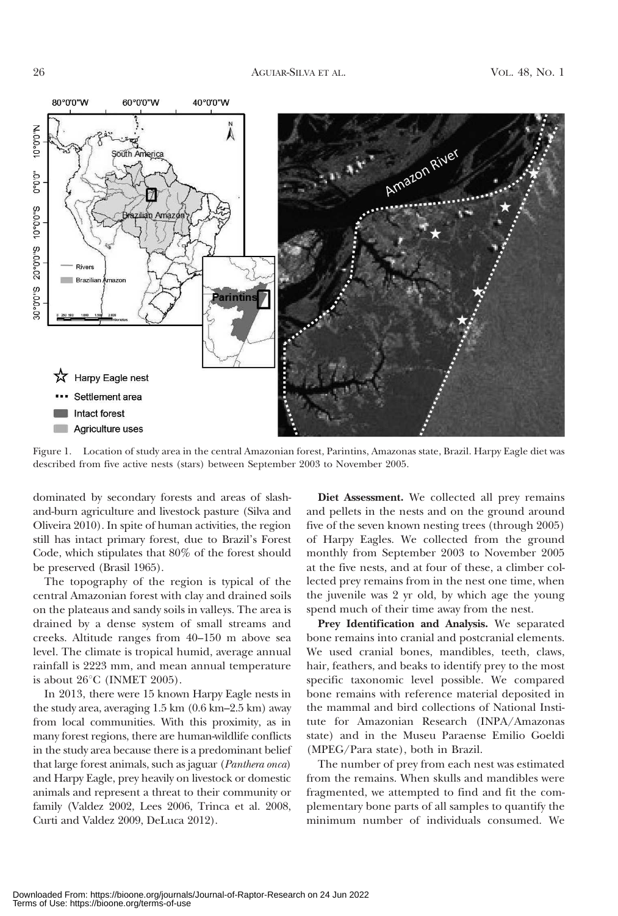Figure 1. Location of study area in the central Amazonian forest, Parintins, Amazonas state, Brazil. Harpy Eagle diet was described from five active nests (stars) between September 2003 to November 2005.

dominated by secondary forests and areas of slash-and-burn agriculture and livestock pasture (Silva and Oliveira 2010). In spite of human activities, the region still has intact primary forest, due to Brazil's Forest Code, which stipulates that 80% of the forest should be preserved (Brasil 1965).

The topography of the region is typical of the central Amazonian forest with clay and drained soils on the plateaus and sandy soils in valleys. The area is drained by a dense system of small streams and creeks. Altitude ranges from 40–150 m above sea level. The climate is tropical humid, average annual rainfall is 2223 mm, and mean annual temperature is about 26°C (INMET 2005).

In 2013, there were 15 known Harpy Eagle nests in the study area, averaging 1.5 km (0.6 km–2.5 km) away from local communities. With this proximity, as in many forest regions, there are human-wildlife conflicts in the study area because there is a predominant belief that large forest animals, such as jaguar (*Panthera onca*) and Harpy Eagle, prey heavily on livestock or domestic animals and represent a threat to their community or family (Valdez 2002, Lees 2006, Trinca et al. 2008, Curti and Valdez 2009, DeLuca 2012).

**Diet Assessment.** We collected all prey remains and pellets in the nests and on the ground around five of the seven known nesting trees (through 2005) of Harpy Eagles. We collected from the ground monthly from September 2003 to November 2005 at the five nests, and at four of these, a climber collected prey remains from in the nest one time, when the juvenile was 2 yr old, by which age the young spend much of their time away from the nest.

**Prey Identification and Analysis.** We separated bone remains into cranial and postcranial elements. We used cranial bones, mandibles, teeth, claws, hair, feathers, and beaks to identify prey to the most specific taxonomic level possible. We compared bone remains with reference material deposited in the mammal and bird collections of National Institute for Amazonian Research (INPA/Amazonas state) and in the Museu Paraense Emilio Goeldi (MPEG/Para state), both in Brazil.

The number of prey from each nest was estimated from the remains. When skulls and mandibles were fragmented, we attempted to find and fit the complementary bone parts of all samples to quantify the minimum number of individuals consumed. We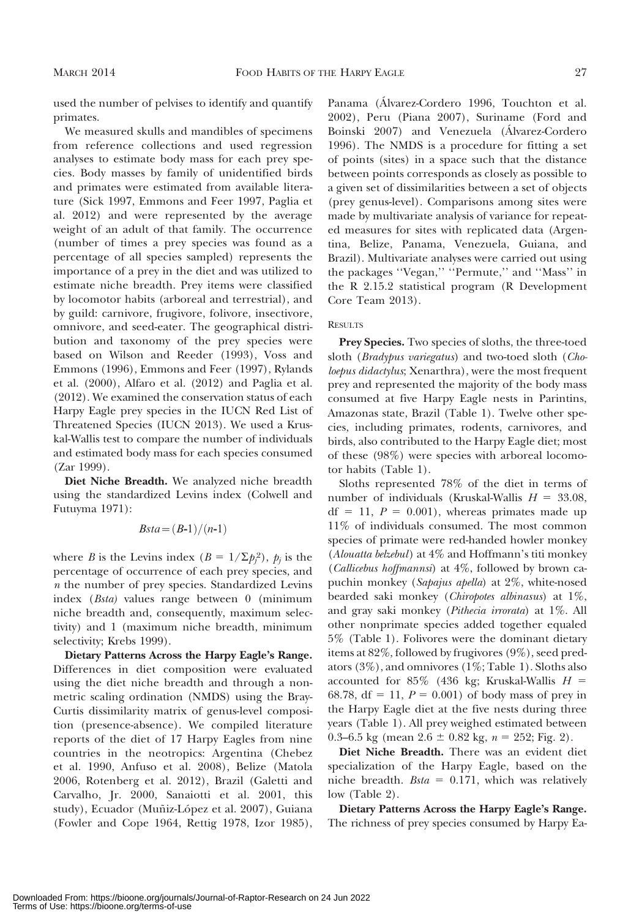used the number of pelvises to identify and quantify primates.

We measured skulls and mandibles of specimens from reference collections and used regression analyses to estimate body mass for each prey species. Body masses by family of unidentified birds and primates were estimated from available literature (Sick 1997, Emmons and Feer 1997, Paglia et al. 2012) and were represented by the average weight of an adult of that family. The occurrence (number of times a prey species was found as a percentage of all species sampled) represents the importance of a prey in the diet and was utilized to estimate niche breadth. Prey items were classified by locomotor habits (arboreal and terrestrial), and by guild: carnivore, frugivore, folivore, insectivore, omnivore, and seed-eater. The geographical distribution and taxonomy of the prey species were based on Wilson and Reeder (1993), Voss and Emmons (1996), Emmons and Feer (1997), Rylands et al. (2000), Alfaro et al. (2012) and Paglia et al. (2012). We examined the conservation status of each Harpy Eagle prey species in the IUCN Red List of Threatened Species (IUCN 2013). We used a Kruskal-Wallis test to compare the number of individuals and estimated body mass for each species consumed (Zar 1999).

**Diet Niche Breadth.** We analyzed niche breadth using the standardized Levins index (Colwell and Futuyma 1971):

$$Bsta = (B\text{-}1)/(n\text{-}1)$$

where $B$ is the Levins index ($B = 1/\Sigma p_j^2$), $p_j$ is the percentage of occurrence of each prey species, and $n$ the number of prey species. Standardized Levins index (*Bsta*) values range between 0 (minimum niche breadth and, consequently, maximum selectivity) and 1 (maximum niche breadth, minimum selectivity; Krebs 1999).

**Dietary Patterns Across the Harpy Eagle's Range.** Differences in diet composition were evaluated using the diet niche breadth and through a nonmetric scaling ordination (NMDS) using the Bray-Curtis dissimilarity matrix of genus-level composition (presence-absence). We compiled literature reports of the diet of 17 Harpy Eagles from nine countries in the neotropics: Argentina (Chebez et al. 1990, Anfuso et al. 2008), Belize (Matola 2006, Rotenberg et al. 2012), Brazil (Galetti and Carvalho, Jr. 2000, Sanaiotti et al. 2001, this study), Ecuador (Muñiz-López et al. 2007), Guiana (Fowler and Cope 1964, Rettig 1978, Izor 1985), Panama (Álvarez-Cordero 1996, Touchton et al. 2002), Peru (Piana 2007), Suriname (Ford and Boinski 2007) and Venezuela (Álvarez-Cordero 1996). The NMDS is a procedure for fitting a set of points (sites) in a space such that the distance between points corresponds as closely as possible to a given set of dissimilarities between a set of objects (prey genus-level). Comparisons among sites were made by multivariate analysis of variance for repeated measures for sites with replicated data (Argentina, Belize, Panama, Venezuela, Guiana, and Brazil). Multivariate analyses were carried out using the packages ''Vegan,'' ''Permute,'' and ''Mass'' in the R 2.15.2 statistical program (R Development Core Team 2013).

## RESULTS

**Prey Species.** Two species of sloths, the three-toed sloth (*Bradypus variegatus*) and two-toed sloth (*Choloepus didactylus*; Xenarthra), were the most frequent prey and represented the majority of the body mass consumed at five Harpy Eagle nests in Parintins, Amazonas state, Brazil (Table 1). Twelve other species, including primates, rodents, carnivores, and birds, also contributed to the Harpy Eagle diet; most of these (98%) were species with arboreal locomotor habits (Table 1).

Sloths represented 78% of the diet in terms of number of individuals (Kruskal-Wallis $H = 33.08$, $df = 11$, $P = 0.001$), whereas primates made up 11% of individuals consumed. The most common species of primate were red-handed howler monkey (*Alouatta belzebul*) at 4% and Hoffmann's titi monkey (*Callicebus hoffmannsi*) at 4%, followed by brown capuchin monkey (*Sapajus apella*) at 2%, white-nosed bearded saki monkey (*Chiropotes albinasus*) at 1%, and gray saki monkey (*Pithecia irrorata*) at 1%. All other nonprimate species added together equaled 5% (Table 1). Folivores were the dominant dietary items at 82%, followed by frugivores (9%), seed predators (3%), and omnivores (1%; Table 1). Sloths also accounted for 85% (436 kg; Kruskal-Wallis $H = 68.78$, $df = 11$, $P = 0.001$) of body mass of prey in the Harpy Eagle diet at the five nests during three years (Table 1). All prey weighed estimated between 0.3–6.5 kg (mean $2.6 \pm 0.82$ kg, $n = 252$; Fig. 2).

**Diet Niche Breadth.** There was an evident diet specialization of the Harpy Eagle, based on the niche breadth. $Bsta = 0.171$, which was relatively low (Table 2).

**Dietary Patterns Across the Harpy Eagle's Range.** The richness of prey species consumed by Harpy Ea-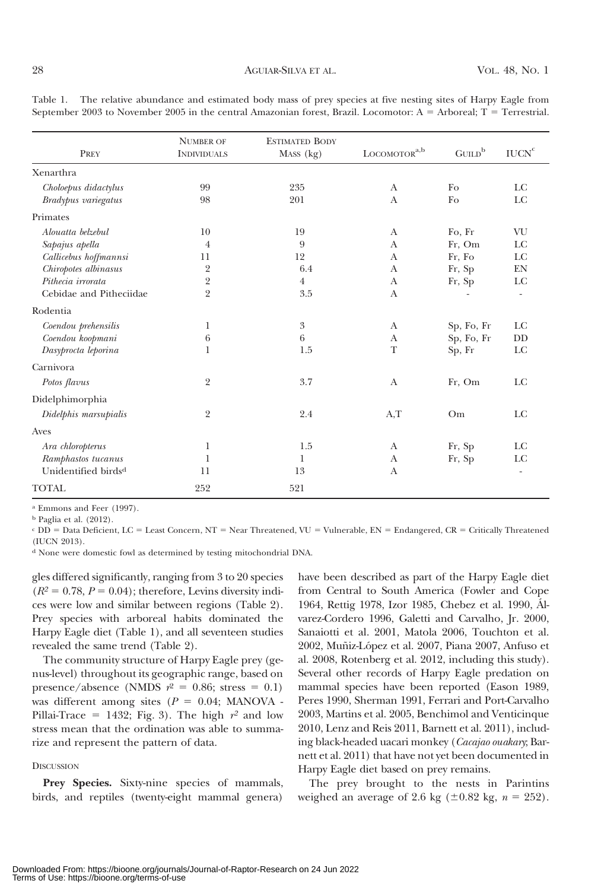Table 1. The relative abundance and estimated body mass of prey species at five nesting sites of Harpy Eagle from September 2003 to November 2005 in the central Amazonian forest, Brazil. Locomotor: A = Arboreal; T = Terrestrial.

| Prey | Number of Individuals | Estimated Body Mass (kg) | Locomotor[a,b] | Guild[b] | IUCN[c] |
|---|---|---|---|---|---|
| Xenarthra | | | | | |
| *Choloepus didactylus* | 99 | 235 | A | Fo | LC |
| *Bradypus variegatus* | 98 | 201 | A | Fo | LC |
| Primates | | | | | |
| *Alouatta belzebul* | 10 | 19 | A | Fo, Fr | VU |
| *Sapajus apella* | 4 | 9 | A | Fr, Om | LC |
| *Callicebus hoffmannsi* | 11 | 12 | A | Fr, Fo | LC |
| *Chiropotes albinasus* | 2 | 6.4 | A | Fr, Sp | EN |
| *Pithecia irrorata* | 2 | 4 | A | Fr, Sp | LC |
| Cebidae and Pitheciidae | 2 | 3.5 | A | - | - |
| Rodentia | | | | | |
| *Coendou prehensilis* | 1 | 3 | A | Sp, Fo, Fr | LC |
| *Coendou koopmani* | 6 | 6 | A | Sp, Fo, Fr | DD |
| *Dasyprocta leporina* | 1 | 1.5 | T | Sp, Fr | LC |
| Carnivora | | | | | |
| *Potos flavus* | 2 | 3.7 | A | Fr, Om | LC |
| Didelphimorphia | | | | | |
| *Didelphis marsupialis* | 2 | 2.4 | A,T | Om | LC |
| Aves | | | | | |
| *Ara chloropterus* | 1 | 1.5 | A | Fr, Sp | LC |
| *Ramphastos tucanus* | 1 | 1 | A | Fr, Sp | LC |
| Unidentified birds[d] | 11 | 13 | A | | - |
| TOTAL | 252 | 521 | | | |

[a] Emmons and Feer (1997).

[b] Paglia et al. (2012).

[c] DD = Data Deficient, LC = Least Concern, NT = Near Threatened, VU = Vulnerable, EN = Endangered, CR = Critically Threatened (IUCN 2013).

[d] None were domestic fowl as determined by testing mitochondrial DNA.

gles differed significantly, ranging from 3 to 20 species ($R^2 = 0.78$, $P = 0.04$); therefore, Levins diversity indices were low and similar between regions (Table 2). Prey species with arboreal habits dominated the Harpy Eagle diet (Table 1), and all seventeen studies revealed the same trend (Table 2).

The community structure of Harpy Eagle prey (genus-level) throughout its geographic range, based on presence/absence (NMDS $r^2 = 0.86$; stress = 0.1) was different among sites ($P = 0.04$; MANOVA - Pillai-Trace = 1432; Fig. 3). The high $r^2$ and low stress mean that the ordination was able to summarize and represent the pattern of data.

## Discussion

**Prey Species.** Sixty-nine species of mammals, birds, and reptiles (twenty-eight mammal genera) have been described as part of the Harpy Eagle diet from Central to South America (Fowler and Cope 1964, Rettig 1978, Izor 1985, Chebez et al. 1990, Álvarez-Cordero 1996, Galetti and Carvalho, Jr. 2000, Sanaiotti et al. 2001, Matola 2006, Touchton et al. 2002, Muñiz-López et al. 2007, Piana 2007, Anfuso et al. 2008, Rotenberg et al. 2012, including this study). Several other records of Harpy Eagle predation on mammal species have been reported (Eason 1989, Peres 1990, Sherman 1991, Ferrari and Port-Carvalho 2003, Martins et al. 2005, Benchimol and Venticinque 2010, Lenz and Reis 2011, Barnett et al. 2011), including black-headed uacari monkey (*Cacajao ouakary*; Barnett et al. 2011) that have not yet been documented in Harpy Eagle diet based on prey remains.

The prey brought to the nests in Parintins weighed an average of 2.6 kg (±0.82 kg, $n = 252$).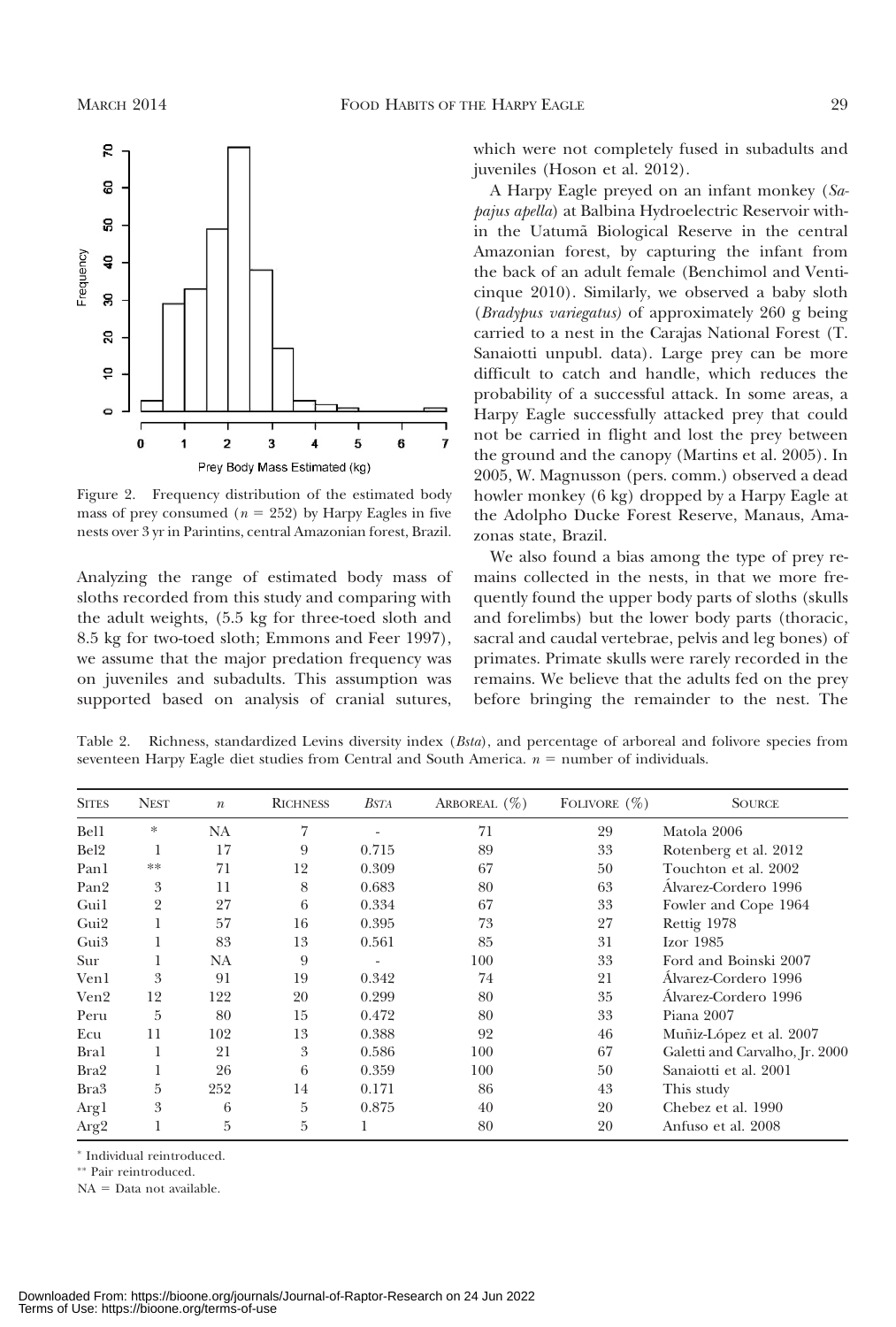Figure 2. Frequency distribution of the estimated body mass of prey consumed ($n = 252$) by Harpy Eagles in five nests over 3 yr in Parintins, central Amazonian forest, Brazil.

Analyzing the range of estimated body mass of sloths recorded from this study and comparing with the adult weights, (5.5 kg for three-toed sloth and 8.5 kg for two-toed sloth; Emmons and Feer 1997), we assume that the major predation frequency was on juveniles and subadults. This assumption was supported based on analysis of cranial sutures, which were not completely fused in subadults and juveniles (Hoson et al. 2012).

A Harpy Eagle preyed on an infant monkey (*Sapajus apella*) at Balbina Hydroelectric Reservoir within the Uatumã Biological Reserve in the central Amazonian forest, by capturing the infant from the back of an adult female (Benchimol and Venticinque 2010). Similarly, we observed a baby sloth (*Bradypus variegatus*) of approximately 260 g being carried to a nest in the Carajas National Forest (T. Sanaiotti unpubl. data). Large prey can be more difficult to catch and handle, which reduces the probability of a successful attack. In some areas, a Harpy Eagle successfully attacked prey that could not be carried in flight and lost the prey between the ground and the canopy (Martins et al. 2005). In 2005, W. Magnusson (pers. comm.) observed a dead howler monkey (6 kg) dropped by a Harpy Eagle at the Adolpho Ducke Forest Reserve, Manaus, Amazonas state, Brazil.

We also found a bias among the type of prey remains collected in the nests, in that we more frequently found the upper body parts of sloths (skulls and forelimbs) but the lower body parts (thoracic, sacral and caudal vertebrae, pelvis and leg bones) of primates. Primate skulls were rarely recorded in the remains. We believe that the adults fed on the prey before bringing the remainder to the nest. The

Table 2. Richness, standardized Levins diversity index (*Bsta*), and percentage of arboreal and folivore species from seventeen Harpy Eagle diet studies from Central and South America. $n$ = number of individuals.

| Sites | Nest | $n$ | Richness | *Bsta* | Arboreal (%) | Folivore (%) | Source |
|---|---|---|---|---|---|---|---|
| Bel1 | * | NA | 7 | - | 71 | 29 | Matola 2006 |
| Bel2 | 1 | 17 | 9 | 0.715 | 89 | 33 | Rotenberg et al. 2012 |
| Pan1 | ** | 71 | 12 | 0.309 | 67 | 50 | Touchton et al. 2002 |
| Pan2 | 3 | 11 | 8 | 0.683 | 80 | 63 | Álvarez-Cordero 1996 |
| Gui1 | 2 | 27 | 6 | 0.334 | 67 | 33 | Fowler and Cope 1964 |
| Gui2 | 1 | 57 | 16 | 0.395 | 73 | 27 | Rettig 1978 |
| Gui3 | 1 | 83 | 13 | 0.561 | 85 | 31 | Izor 1985 |
| Sur | 1 | NA | 9 | - | 100 | 33 | Ford and Boinski 2007 |
| Ven1 | 3 | 91 | 19 | 0.342 | 74 | 21 | Álvarez-Cordero 1996 |
| Ven2 | 12 | 122 | 20 | 0.299 | 80 | 35 | Álvarez-Cordero 1996 |
| Peru | 5 | 80 | 15 | 0.472 | 80 | 33 | Piana 2007 |
| Ecu | 11 | 102 | 13 | 0.388 | 92 | 46 | Muñiz-López et al. 2007 |
| Bra1 | 1 | 21 | 3 | 0.586 | 100 | 67 | Galetti and Carvalho, Jr. 2000 |
| Bra2 | 1 | 26 | 6 | 0.359 | 100 | 50 | Sanaiotti et al. 2001 |
| Bra3 | 5 | 252 | 14 | 0.171 | 86 | 43 | This study |
| Arg1 | 3 | 6 | 5 | 0.875 | 40 | 20 | Chebez et al. 1990 |
| Arg2 | 1 | 5 | 5 | 1 | 80 | 20 | Anfuso et al. 2008 |

* Individual reintroduced.

** Pair reintroduced.

NA = Data not available.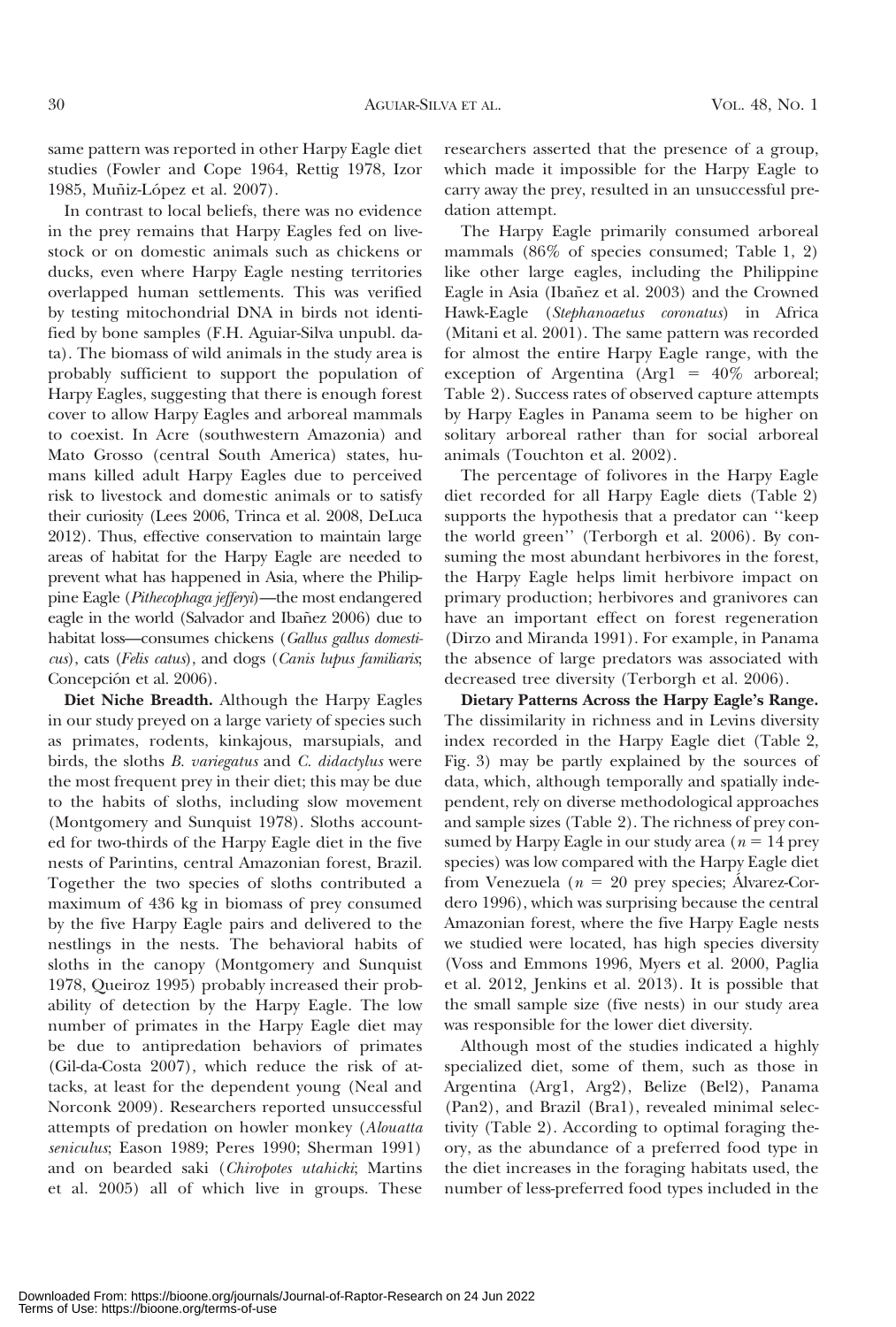same pattern was reported in other Harpy Eagle diet studies (Fowler and Cope 1964, Rettig 1978, Izor 1985, Muñiz-López et al. 2007).

In contrast to local beliefs, there was no evidence in the prey remains that Harpy Eagles fed on livestock or on domestic animals such as chickens or ducks, even where Harpy Eagle nesting territories overlapped human settlements. This was verified by testing mitochondrial DNA in birds not identified by bone samples (F.H. Aguiar-Silva unpubl. data). The biomass of wild animals in the study area is probably sufficient to support the population of Harpy Eagles, suggesting that there is enough forest cover to allow Harpy Eagles and arboreal mammals to coexist. In Acre (southwestern Amazonia) and Mato Grosso (central South America) states, humans killed adult Harpy Eagles due to perceived risk to livestock and domestic animals or to satisfy their curiosity (Lees 2006, Trinca et al. 2008, DeLuca 2012). Thus, effective conservation to maintain large areas of habitat for the Harpy Eagle are needed to prevent what has happened in Asia, where the Philippine Eagle (*Pithecophaga jefferyi*)—the most endangered eagle in the world (Salvador and Ibañez 2006) due to habitat loss—consumes chickens (*Gallus gallus domesticus*), cats (*Felis catus*), and dogs (*Canis lupus familiaris*; Concepción et al. 2006).

**Diet Niche Breadth.** Although the Harpy Eagles in our study preyed on a large variety of species such as primates, rodents, kinkajous, marsupials, and birds, the sloths *B. variegatus* and *C. didactylus* were the most frequent prey in their diet; this may be due to the habits of sloths, including slow movement (Montgomery and Sunquist 1978). Sloths accounted for two-thirds of the Harpy Eagle diet in the five nests of Parintins, central Amazonian forest, Brazil. Together the two species of sloths contributed a maximum of 436 kg in biomass of prey consumed by the five Harpy Eagle pairs and delivered to the nestlings in the nests. The behavioral habits of sloths in the canopy (Montgomery and Sunquist 1978, Queiroz 1995) probably increased their probability of detection by the Harpy Eagle. The low number of primates in the Harpy Eagle diet may be due to antipredation behaviors of primates (Gil-da-Costa 2007), which reduce the risk of attacks, at least for the dependent young (Neal and Norconk 2009). Researchers reported unsuccessful attempts of predation on howler monkey (*Alouatta seniculus*; Eason 1989; Peres 1990; Sherman 1991) and on bearded saki (*Chiropotes utahicki*; Martins et al. 2005) all of which live in groups. These researchers asserted that the presence of a group, which made it impossible for the Harpy Eagle to carry away the prey, resulted in an unsuccessful predation attempt.

The Harpy Eagle primarily consumed arboreal mammals (86% of species consumed; Table 1, 2) like other large eagles, including the Philippine Eagle in Asia (Ibañez et al. 2003) and the Crowned Hawk-Eagle (*Stephanoaetus coronatus*) in Africa (Mitani et al. 2001). The same pattern was recorded for almost the entire Harpy Eagle range, with the exception of Argentina (Arg1 = 40% arboreal; Table 2). Success rates of observed capture attempts by Harpy Eagles in Panama seem to be higher on solitary arboreal rather than for social arboreal animals (Touchton et al. 2002).

The percentage of folivores in the Harpy Eagle diet recorded for all Harpy Eagle diets (Table 2) supports the hypothesis that a predator can ''keep the world green'' (Terborgh et al. 2006). By consuming the most abundant herbivores in the forest, the Harpy Eagle helps limit herbivore impact on primary production; herbivores and granivores can have an important effect on forest regeneration (Dirzo and Miranda 1991). For example, in Panama the absence of large predators was associated with decreased tree diversity (Terborgh et al. 2006).

**Dietary Patterns Across the Harpy Eagle's Range.** The dissimilarity in richness and in Levins diversity index recorded in the Harpy Eagle diet (Table 2, Fig. 3) may be partly explained by the sources of data, which, although temporally and spatially independent, rely on diverse methodological approaches and sample sizes (Table 2). The richness of prey consumed by Harpy Eagle in our study area ($n = 14$ prey species) was low compared with the Harpy Eagle diet from Venezuela ($n = 20$ prey species; Álvarez-Cordero 1996), which was surprising because the central Amazonian forest, where the five Harpy Eagle nests we studied were located, has high species diversity (Voss and Emmons 1996, Myers et al. 2000, Paglia et al. 2012, Jenkins et al. 2013). It is possible that the small sample size (five nests) in our study area was responsible for the lower diet diversity.

Although most of the studies indicated a highly specialized diet, some of them, such as those in Argentina (Arg1, Arg2), Belize (Bel2), Panama (Pan2), and Brazil (Bra1), revealed minimal selectivity (Table 2). According to optimal foraging theory, as the abundance of a preferred food type in the diet increases in the foraging habitats used, the number of less-preferred food types included in the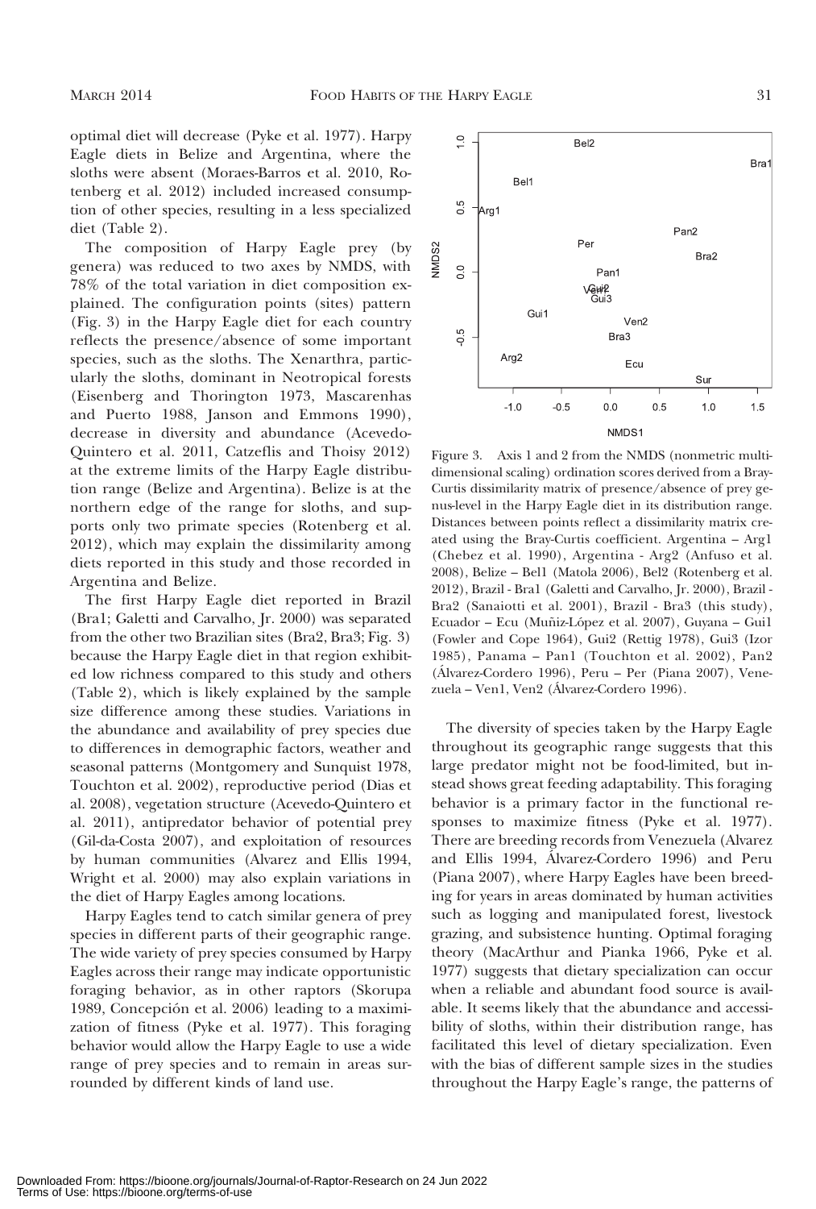optimal diet will decrease (Pyke et al. 1977). Harpy Eagle diets in Belize and Argentina, where the sloths were absent (Moraes-Barros et al. 2010, Rotenberg et al. 2012) included increased consumption of other species, resulting in a less specialized diet (Table 2).

The composition of Harpy Eagle prey (by genera) was reduced to two axes by NMDS, with 78% of the total variation in diet composition explained. The configuration points (sites) pattern (Fig. 3) in the Harpy Eagle diet for each country reflects the presence/absence of some important species, such as the sloths. The Xenarthra, particularly the sloths, dominant in Neotropical forests (Eisenberg and Thorington 1973, Mascarenhas and Puerto 1988, Janson and Emmons 1990), decrease in diversity and abundance (Acevedo-Quintero et al. 2011, Catzeflis and Thoisy 2012) at the extreme limits of the Harpy Eagle distribution range (Belize and Argentina). Belize is at the northern edge of the range for sloths, and supports only two primate species (Rotenberg et al. 2012), which may explain the dissimilarity among diets reported in this study and those recorded in Argentina and Belize.

The first Harpy Eagle diet reported in Brazil (Bra1; Galetti and Carvalho, Jr. 2000) was separated from the other two Brazilian sites (Bra2, Bra3; Fig. 3) because the Harpy Eagle diet in that region exhibited low richness compared to this study and others (Table 2), which is likely explained by the sample size difference among these studies. Variations in the abundance and availability of prey species due to differences in demographic factors, weather and seasonal patterns (Montgomery and Sunquist 1978, Touchton et al. 2002), reproductive period (Dias et al. 2008), vegetation structure (Acevedo-Quintero et al. 2011), antipredator behavior of potential prey (Gil-da-Costa 2007), and exploitation of resources by human communities (Alvarez and Ellis 1994, Wright et al. 2000) may also explain variations in the diet of Harpy Eagles among locations.

Harpy Eagles tend to catch similar genera of prey species in different parts of their geographic range. The wide variety of prey species consumed by Harpy Eagles across their range may indicate opportunistic foraging behavior, as in other raptors (Skorupa 1989, Concepción et al. 2006) leading to a maximization of fitness (Pyke et al. 1977). This foraging behavior would allow the Harpy Eagle to use a wide range of prey species and to remain in areas surrounded by different kinds of land use.

Figure 3. Axis 1 and 2 from the NMDS (nonmetric multidimensional scaling) ordination scores derived from a Bray-Curtis dissimilarity matrix of presence/absence of prey genus-level in the Harpy Eagle diet in its distribution range. Distances between points reflect a dissimilarity matrix created using the Bray-Curtis coefficient. Argentina – Arg1 (Chebez et al. 1990), Argentina - Arg2 (Anfuso et al. 2008), Belize – Bel1 (Matola 2006), Bel2 (Rotenberg et al. 2012), Brazil - Bra1 (Galetti and Carvalho, Jr. 2000), Brazil - Bra2 (Sanaiotti et al. 2001), Brazil - Bra3 (this study), Ecuador – Ecu (Muñiz-López et al. 2007), Guyana – Gui1 (Fowler and Cope 1964), Gui2 (Rettig 1978), Gui3 (Izor 1985), Panama – Pan1 (Touchton et al. 2002), Pan2 (Álvarez-Cordero 1996), Peru – Per (Piana 2007), Venezuela – Ven1, Ven2 (Álvarez-Cordero 1996).

The diversity of species taken by the Harpy Eagle throughout its geographic range suggests that this large predator might not be food-limited, but instead shows great feeding adaptability. This foraging behavior is a primary factor in the functional responses to maximize fitness (Pyke et al. 1977). There are breeding records from Venezuela (Alvarez and Ellis 1994, Álvarez-Cordero 1996) and Peru (Piana 2007), where Harpy Eagles have been breeding for years in areas dominated by human activities such as logging and manipulated forest, livestock grazing, and subsistence hunting. Optimal foraging theory (MacArthur and Pianka 1966, Pyke et al. 1977) suggests that dietary specialization can occur when a reliable and abundant food source is available. It seems likely that the abundance and accessibility of sloths, within their distribution range, has facilitated this level of dietary specialization. Even with the bias of different sample sizes in the studies throughout the Harpy Eagle's range, the patterns of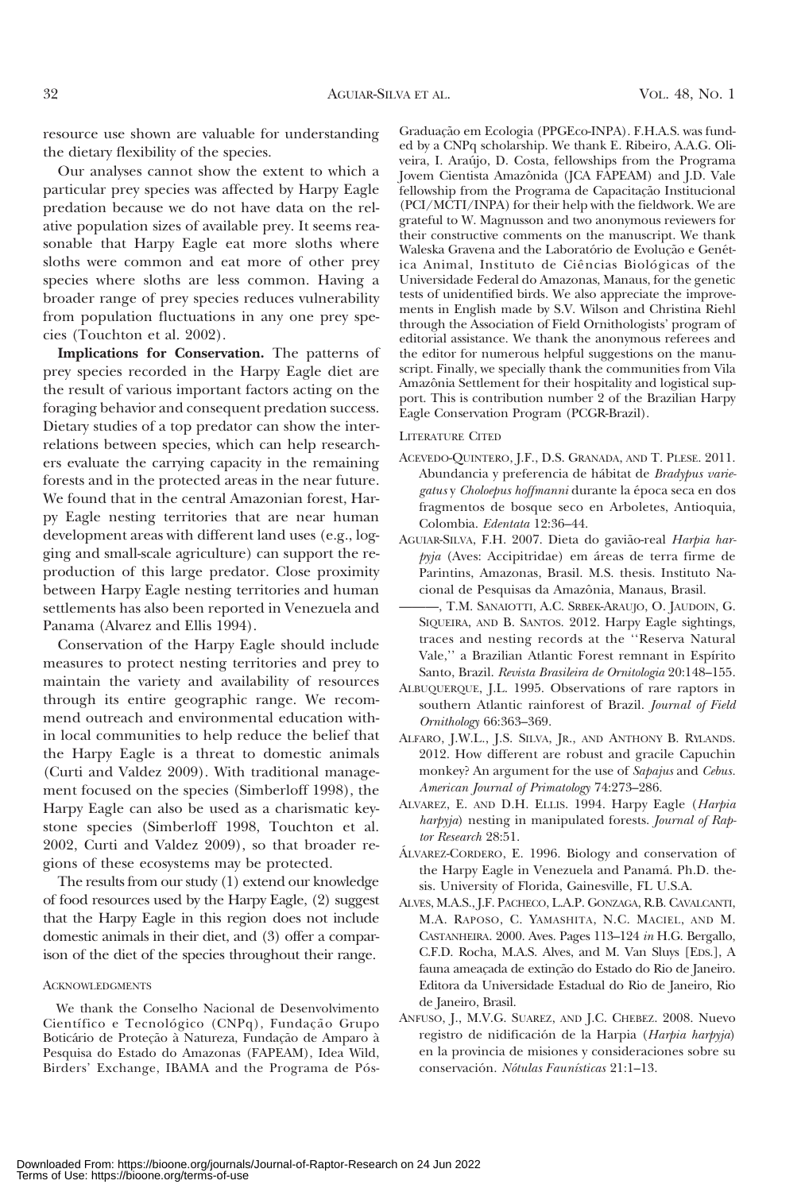resource use shown are valuable for understanding the dietary flexibility of the species.

Our analyses cannot show the extent to which a particular prey species was affected by Harpy Eagle predation because we do not have data on the relative population sizes of available prey. It seems reasonable that Harpy Eagle eat more sloths where sloths were common and eat more of other prey species where sloths are less common. Having a broader range of prey species reduces vulnerability from population fluctuations in any one prey species (Touchton et al. 2002).

**Implications for Conservation.** The patterns of prey species recorded in the Harpy Eagle diet are the result of various important factors acting on the foraging behavior and consequent predation success. Dietary studies of a top predator can show the interrelations between species, which can help researchers evaluate the carrying capacity in the remaining forests and in the protected areas in the near future. We found that in the central Amazonian forest, Harpy Eagle nesting territories that are near human development areas with different land uses (e.g., logging and small-scale agriculture) can support the reproduction of this large predator. Close proximity between Harpy Eagle nesting territories and human settlements has also been reported in Venezuela and Panama (Alvarez and Ellis 1994).

Conservation of the Harpy Eagle should include measures to protect nesting territories and prey to maintain the variety and availability of resources through its entire geographic range. We recommend outreach and environmental education within local communities to help reduce the belief that the Harpy Eagle is a threat to domestic animals (Curti and Valdez 2009). With traditional management focused on the species (Simberloff 1998), the Harpy Eagle can also be used as a charismatic keystone species (Simberloff 1998, Touchton et al. 2002, Curti and Valdez 2009), so that broader regions of these ecosystems may be protected.

The results from our study (1) extend our knowledge of food resources used by the Harpy Eagle, (2) suggest that the Harpy Eagle in this region does not include domestic animals in their diet, and (3) offer a comparison of the diet of the species throughout their range.

## Acknowledgments

We thank the Conselho Nacional de Desenvolvimento Científico e Tecnológico (CNPq), Fundação Grupo Boticário de Proteção à Natureza, Fundação de Amparo à Pesquisa do Estado do Amazonas (FAPEAM), Idea Wild, Birders' Exchange, IBAMA and the Programa de Pós-Graduação em Ecologia (PPGEco-INPA). F.H.A.S. was funded by a CNPq scholarship. We thank E. Ribeiro, A.A.G. Oliveira, I. Araújo, D. Costa, fellowships from the Programa Jovem Cientista Amazônida (JCA FAPEAM) and J.D. Vale fellowship from the Programa de Capacitação Institucional (PCI/MCTI/INPA) for their help with the fieldwork. We are grateful to W. Magnusson and two anonymous reviewers for their constructive comments on the manuscript. We thank Waleska Gravena and the Laboratório de Evolução e Genética Animal, Instituto de Ciências Biológicas of the Universidade Federal do Amazonas, Manaus, for the genetic tests of unidentified birds. We also appreciate the improvements in English made by S.V. Wilson and Christina Riehl through the Association of Field Ornithologists' program of editorial assistance. We thank the anonymous referees and the editor for numerous helpful suggestions on the manuscript. Finally, we specially thank the communities from Vila Amazônia Settlement for their hospitality and logistical support. This is contribution number 2 of the Brazilian Harpy Eagle Conservation Program (PCGR-Brazil).

## Literature Cited

Acevedo-Quintero, J.F., D.S. Granada, and T. Plese. 2011. Abundancia y preferencia de hábitat de *Bradypus variegatus* y *Choloepus hoffmanni* durante la época seca en dos fragmentos de bosque seco en Arboletes, Antioquia, Colombia. *Edentata* 12:36–44.

Aguiar-Silva, F.H. 2007. Dieta do gavião-real *Harpia harpyja* (Aves: Accipitridae) em áreas de terra firme de Parintins, Amazonas, Brasil. M.S. thesis. Instituto Nacional de Pesquisas da Amazônia, Manaus, Brasil.

———, T.M. Sanaiotti, A.C. Srbek-Araujo, O. Jaudoin, G. Siqueira, and B. Santos. 2012. Harpy Eagle sightings, traces and nesting records at the ''Reserva Natural Vale,'' a Brazilian Atlantic Forest remnant in Espírito Santo, Brazil. *Revista Brasileira de Ornitologia* 20:148–155.

Albuquerque, J.L. 1995. Observations of rare raptors in southern Atlantic rainforest of Brazil. *Journal of Field Ornithology* 66:363–369.

Alfaro, J.W.L., J.S. Silva, Jr., and Anthony B. Rylands. 2012. How different are robust and gracile Capuchin monkey? An argument for the use of *Sapajus* and *Cebus*. *American Journal of Primatology* 74:273–286.

Alvarez, E. and D.H. Ellis. 1994. Harpy Eagle (*Harpia harpyja*) nesting in manipulated forests. *Journal of Raptor Research* 28:51.

Álvarez-Cordero, E. 1996. Biology and conservation of the Harpy Eagle in Venezuela and Panamá. Ph.D. thesis. University of Florida, Gainesville, FL U.S.A.

Alves, M.A.S., J.F. Pacheco, L.A.P. Gonzaga, R.B. Cavalcanti, M.A. Raposo, C. Yamashita, N.C. Maciel, and M. Castanheira. 2000. Aves. Pages 113–124 *in* H.G. Bergallo, C.F.D. Rocha, M.A.S. Alves, and M. Van Sluys [Eds.], A fauna ameaçada de extinção do Estado do Rio de Janeiro. Editora da Universidade Estadual do Rio de Janeiro, Rio de Janeiro, Brasil.

Anfuso, J., M.V.G. Suarez, and J.C. Chebez. 2008. Nuevo registro de nidificación de la Harpia (*Harpia harpyja*) en la provincia de misiones y consideraciones sobre su conservación. *Nótulas Faunísticas* 21:1–13.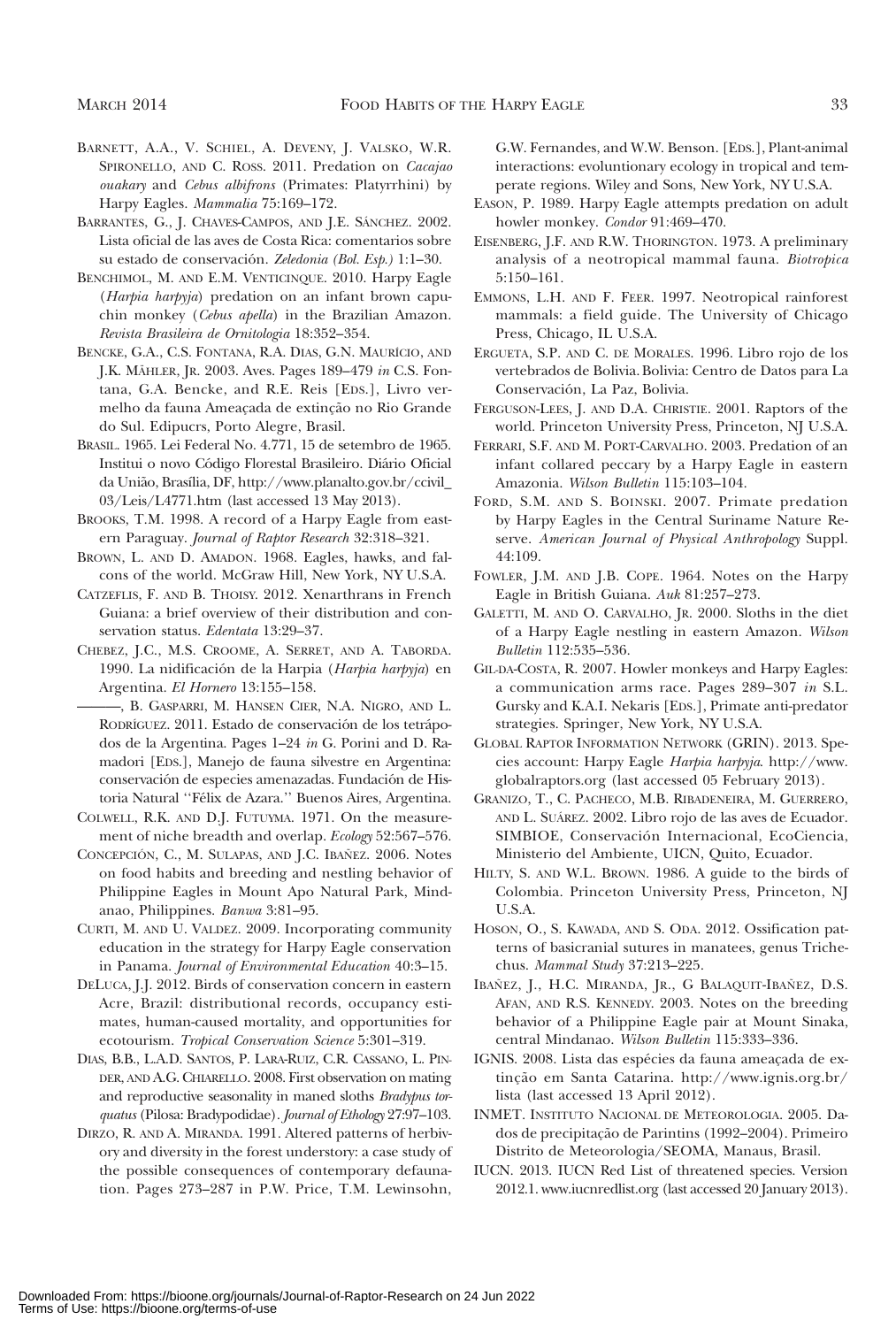Barnett, A.A., V. Schiel, A. Deveny, J. Valsko, W.R. Spironello, and C. Ross. 2011. Predation on *Cacajao ouakary* and *Cebus albifrons* (Primates: Platyrrhini) by Harpy Eagles. *Mammalia* 75:169–172.

Barrantes, G., J. Chaves-Campos, and J.E. Sánchez. 2002. Lista oficial de las aves de Costa Rica: comentarios sobre su estado de conservación. *Zeledonia (Bol. Esp.)* 1:1–30.

Benchimol, M. and E.M. Venticinque. 2010. Harpy Eagle (*Harpia harpyja*) predation on an infant brown capuchin monkey (*Cebus apella*) in the Brazilian Amazon. *Revista Brasileira de Ornitologia* 18:352–354.

Bencke, G.A., C.S. Fontana, R.A. Dias, G.N. Maurício, and J.K. Mähler, Jr. 2003. Aves. Pages 189–479 *in* C.S. Fontana, G.A. Bencke, and R.E. Reis [Eds.], Livro vermelho da fauna Ameaçada de extinção no Rio Grande do Sul. Edipucrs, Porto Alegre, Brasil.

Brasil. 1965. Lei Federal No. 4.771, 15 de setembro de 1965. Institui o novo Código Florestal Brasileiro. Diário Oficial da União, Brasília, DF, http://www.planalto.gov.br/ccivil_03/Leis/L4771.htm (last accessed 13 May 2013).

Brooks, T.M. 1998. A record of a Harpy Eagle from eastern Paraguay. *Journal of Raptor Research* 32:318–321.

Brown, L. and D. Amadon. 1968. Eagles, hawks, and falcons of the world. McGraw Hill, New York, NY U.S.A.

Catzeflis, F. and B. Thoisy. 2012. Xenarthrans in French Guiana: a brief overview of their distribution and conservation status. *Edentata* 13:29–37.

Chebez, J.C., M.S. Croome, A. Serret, and A. Taborda. 1990. La nidificación de la Harpia (*Harpia harpyja*) en Argentina. *El Hornero* 13:155–158.

———, B. Gasparri, M. Hansen Cier, N.A. Nigro, and L. Rodríguez. 2011. Estado de conservación de los tetrápodos de la Argentina. Pages 1–24 *in* G. Porini and D. Ramadori [Eds.], Manejo de fauna silvestre en Argentina: conservación de especies amenazadas. Fundación de Historia Natural ''Félix de Azara.'' Buenos Aires, Argentina.

Colwell, R.K. and D.J. Futuyma. 1971. On the measurement of niche breadth and overlap. *Ecology* 52:567–576.

Concepción, C., M. Sulapas, and J.C. Ibañez. 2006. Notes on food habits and breeding and nestling behavior of Philippine Eagles in Mount Apo Natural Park, Mindanao, Philippines. *Banwa* 3:81–95.

Curti, M. and U. Valdez. 2009. Incorporating community education in the strategy for Harpy Eagle conservation in Panama. *Journal of Environmental Education* 40:3–15.

DeLuca, J.J. 2012. Birds of conservation concern in eastern Acre, Brazil: distributional records, occupancy estimates, human-caused mortality, and opportunities for ecotourism. *Tropical Conservation Science* 5:301–319.

Dias, B.B., L.A.D. Santos, P. Lara-Ruiz, C.R. Cassano, L. Pinder, and A.G. Chiarello. 2008. First observation on mating and reproductive seasonality in maned sloths *Bradypus torquatus* (Pilosa: Bradypodidae). *Journal of Ethology* 27:97–103.

Dirzo, R. and A. Miranda. 1991. Altered patterns of herbivory and diversity in the forest understory: a case study of the possible consequences of contemporary defaunation. Pages 273–287 in P.W. Price, T.M. Lewinsohn, G.W. Fernandes, and W.W. Benson. [Eds.], Plant-animal interactions: evoluntionary ecology in tropical and temperate regions. Wiley and Sons, New York, NY U.S.A.

Eason, P. 1989. Harpy Eagle attempts predation on adult howler monkey. *Condor* 91:469–470.

Eisenberg, J.F. and R.W. Thorington. 1973. A preliminary analysis of a neotropical mammal fauna. *Biotropica* 5:150–161.

Emmons, L.H. and F. Feer. 1997. Neotropical rainforest mammals: a field guide. The University of Chicago Press, Chicago, IL U.S.A.

Ergueta, S.P. and C. de Morales. 1996. Libro rojo de los vertebrados de Bolivia. Bolivia: Centro de Datos para La Conservación, La Paz, Bolivia.

Ferguson-Lees, J. and D.A. Christie. 2001. Raptors of the world. Princeton University Press, Princeton, NJ U.S.A.

Ferrari, S.F. and M. Port-Carvalho. 2003. Predation of an infant collared peccary by a Harpy Eagle in eastern Amazonia. *Wilson Bulletin* 115:103–104.

Ford, S.M. and S. Boinski. 2007. Primate predation by Harpy Eagles in the Central Suriname Nature Reserve. *American Journal of Physical Anthropology* Suppl. 44:109.

Fowler, J.M. and J.B. Cope. 1964. Notes on the Harpy Eagle in British Guiana. *Auk* 81:257–273.

Galetti, M. and O. Carvalho, Jr. 2000. Sloths in the diet of a Harpy Eagle nestling in eastern Amazon. *Wilson Bulletin* 112:535–536.

Gil-da-Costa, R. 2007. Howler monkeys and Harpy Eagles: a communication arms race. Pages 289–307 *in* S.L. Gursky and K.A.I. Nekaris [Eds.], Primate anti-predator strategies. Springer, New York, NY U.S.A.

Global Raptor Information Network (GRIN). 2013. Species account: Harpy Eagle *Harpia harpyja*. http://www.globalraptors.org (last accessed 05 February 2013).

Granizo, T., C. Pacheco, M.B. Ribadeneira, M. Guerrero, and L. Suárez. 2002. Libro rojo de las aves de Ecuador. SIMBIOE, Conservación Internacional, EcoCiencia, Ministerio del Ambiente, UICN, Quito, Ecuador.

Hilty, S. and W.L. Brown. 1986. A guide to the birds of Colombia. Princeton University Press, Princeton, NJ U.S.A.

Hoson, O., S. Kawada, and S. Oda. 2012. Ossification patterns of basicranial sutures in manatees, genus Trichechus. *Mammal Study* 37:213–225.

Ibañez, J., H.C. Miranda, Jr., G Balaquit-Ibañez, D.S. Afan, and R.S. Kennedy. 2003. Notes on the breeding behavior of a Philippine Eagle pair at Mount Sinaka, central Mindanao. *Wilson Bulletin* 115:333–336.

IGNIS. 2008. Lista das espécies da fauna ameaçada de extinção em Santa Catarina. http://www.ignis.org.br/lista (last accessed 13 April 2012).

INMET. Instituto Nacional de Meteorologia. 2005. Dados de precipitação de Parintins (1992–2004). Primeiro Distrito de Meteorologia/SEOMA, Manaus, Brasil.

IUCN. 2013. IUCN Red List of threatened species. Version 2012.1. www.iucnredlist.org (last accessed 20 January 2013).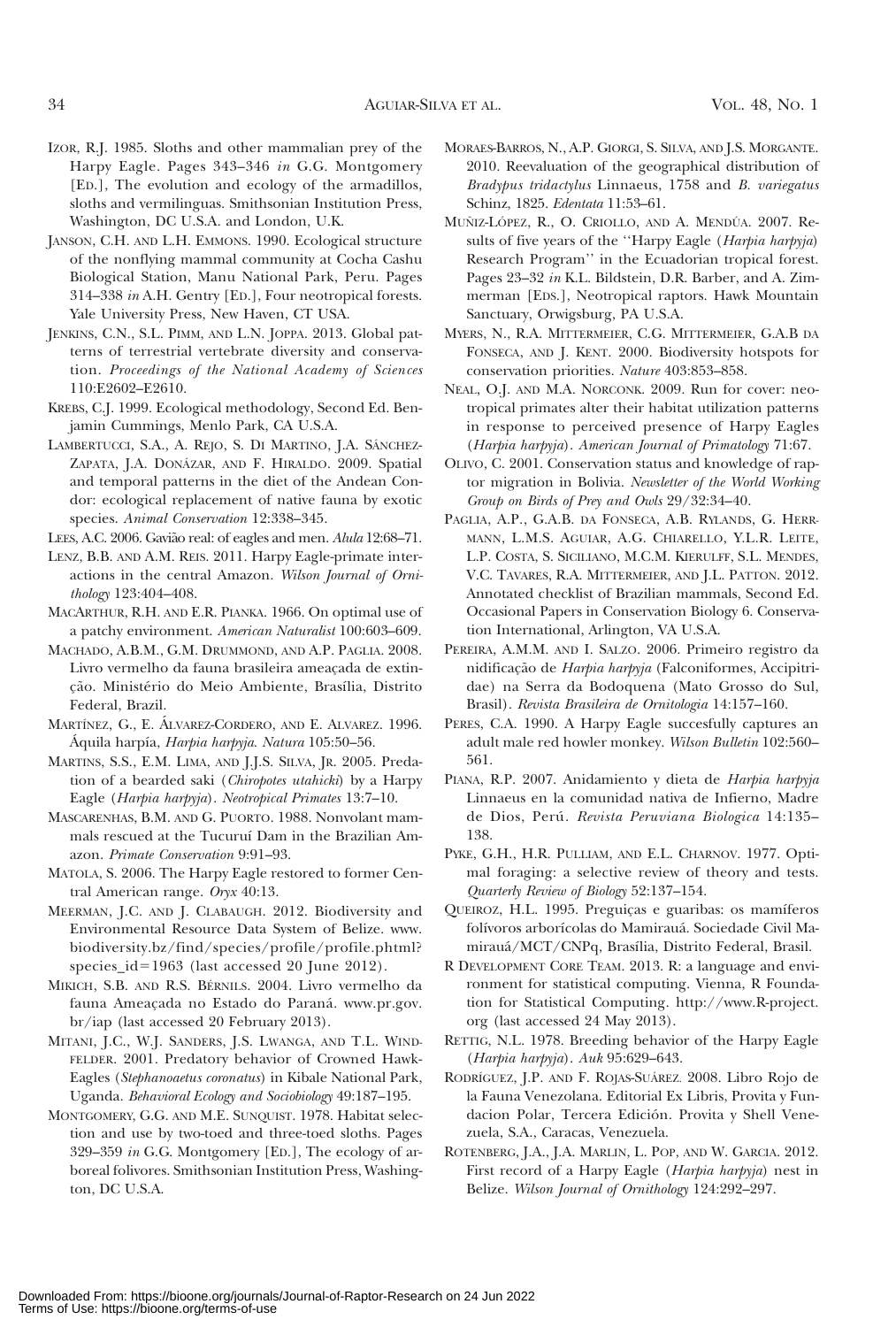IZOR, R.J. 1985. Sloths and other mammalian prey of the Harpy Eagle. Pages 343–346 *in* G.G. Montgomery [ED.], The evolution and ecology of the armadillos, sloths and vermilinguas. Smithsonian Institution Press, Washington, DC U.S.A. and London, U.K.

JANSON, C.H. AND L.H. EMMONS. 1990. Ecological structure of the nonflying mammal community at Cocha Cashu Biological Station, Manu National Park, Peru. Pages 314–338 *in* A.H. Gentry [ED.], Four neotropical forests. Yale University Press, New Haven, CT USA.

JENKINS, C.N., S.L. PIMM, AND L.N. JOPPA. 2013. Global patterns of terrestrial vertebrate diversity and conservation. *Proceedings of the National Academy of Sciences* 110:E2602–E2610.

KREBS, C.J. 1999. Ecological methodology, Second Ed. Benjamin Cummings, Menlo Park, CA U.S.A.

LAMBERTUCCI, S.A., A. REJO, S. DI MARTINO, J.A. SÁNCHEZ-ZAPATA, J.A. DONÁZAR, AND F. HIRALDO. 2009. Spatial and temporal patterns in the diet of the Andean Condor: ecological replacement of native fauna by exotic species. *Animal Conservation* 12:338–345.

LEES, A.C. 2006. Gavião real: of eagles and men. *Alula* 12:68–71.

LENZ, B.B. AND A.M. REIS. 2011. Harpy Eagle-primate interactions in the central Amazon. *Wilson Journal of Ornithology* 123:404–408.

MACARTHUR, R.H. AND E.R. PIANKA. 1966. On optimal use of a patchy environment. *American Naturalist* 100:603–609.

MACHADO, A.B.M., G.M. DRUMMOND, AND A.P. PAGLIA. 2008. Livro vermelho da fauna brasileira ameaçada de extinção. Ministério do Meio Ambiente, Brasília, Distrito Federal, Brazil.

MARTÍNEZ, G., E. ÁLVAREZ-CORDERO, AND E. ALVAREZ. 1996. Áquila harpía, *Harpia harpyja*. *Natura* 105:50–56.

MARTINS, S.S., E.M. LIMA, AND J.J.S. SILVA, JR. 2005. Predation of a bearded saki (*Chiropotes utahicki*) by a Harpy Eagle (*Harpia harpyja*). *Neotropical Primates* 13:7–10.

MASCARENHAS, B.M. AND G. PUORTO. 1988. Nonvolant mammals rescued at the Tucuruí Dam in the Brazilian Amazon. *Primate Conservation* 9:91–93.

MATOLA, S. 2006. The Harpy Eagle restored to former Central American range. *Oryx* 40:13.

MEERMAN, J.C. AND J. CLABAUGH. 2012. Biodiversity and Environmental Resource Data System of Belize. www.biodiversity.bz/find/species/profile/profile.phtml?species_id=1963 (last accessed 20 June 2012).

MIKICH, S.B. AND R.S. BÉRNILS. 2004. Livro vermelho da fauna Ameaçada no Estado do Paraná. www.pr.gov.br/iap (last accessed 20 February 2013).

MITANI, J.C., W.J. SANDERS, J.S. LWANGA, AND T.L. WINDFELDER. 2001. Predatory behavior of Crowned Hawk-Eagles (*Stephanoaetus coronatus*) in Kibale National Park, Uganda. *Behavioral Ecology and Sociobiology* 49:187–195.

MONTGOMERY, G.G. AND M.E. SUNQUIST. 1978. Habitat selection and use by two-toed and three-toed sloths. Pages 329–359 *in* G.G. Montgomery [ED.], The ecology of arboreal folivores. Smithsonian Institution Press, Washington, DC U.S.A.

MORAES-BARROS, N., A.P. GIORGI, S. SILVA, AND J.S. MORGANTE. 2010. Reevaluation of the geographical distribution of *Bradypus tridactylus* Linnaeus, 1758 and *B. variegatus* Schinz, 1825. *Edentata* 11:53–61.

MUÑIZ-LÓPEZ, R., O. CRIOLLO, AND A. MENDÚA. 2007. Results of five years of the ''Harpy Eagle (*Harpia harpyja*) Research Program'' in the Ecuadorian tropical forest. Pages 23–32 *in* K.L. Bildstein, D.R. Barber, and A. Zimmerman [EDS.], Neotropical raptors. Hawk Mountain Sanctuary, Orwigsburg, PA U.S.A.

MYERS, N., R.A. MITTERMEIER, C.G. MITTERMEIER, G.A.B DA FONSECA, AND J. KENT. 2000. Biodiversity hotspots for conservation priorities. *Nature* 403:853–858.

NEAL, O.J. AND M.A. NORCONK. 2009. Run for cover: neotropical primates alter their habitat utilization patterns in response to perceived presence of Harpy Eagles (*Harpia harpyja*). *American Journal of Primatology* 71:67.

OLIVO, C. 2001. Conservation status and knowledge of raptor migration in Bolivia. *Newsletter of the World Working Group on Birds of Prey and Owls* 29/32:34–40.

PAGLIA, A.P., G.A.B. DA FONSECA, A.B. RYLANDS, G. HERRMANN, L.M.S. AGUIAR, A.G. CHIARELLO, Y.L.R. LEITE, L.P. COSTA, S. SICILIANO, M.C.M. KIERULFF, S.L. MENDES, V.C. TAVARES, R.A. MITTERMEIER, AND J.L. PATTON. 2012. Annotated checklist of Brazilian mammals, Second Ed. Occasional Papers in Conservation Biology 6. Conservation International, Arlington, VA U.S.A.

PEREIRA, A.M.M. AND I. SALZO. 2006. Primeiro registro da nidificação de *Harpia harpyja* (Falconiformes, Accipitridae) na Serra da Bodoquena (Mato Grosso do Sul, Brasil). *Revista Brasileira de Ornitologia* 14:157–160.

PERES, C.A. 1990. A Harpy Eagle succesfully captures an adult male red howler monkey. *Wilson Bulletin* 102:560–561.

PIANA, R.P. 2007. Anidamiento y dieta de *Harpia harpyja* Linnaeus en la comunidad nativa de Infierno, Madre de Dios, Perú. *Revista Peruviana Biologica* 14:135–138.

PYKE, G.H., H.R. PULLIAM, AND E.L. CHARNOV. 1977. Optimal foraging: a selective review of theory and tests. *Quarterly Review of Biology* 52:137–154.

QUEIROZ, H.L. 1995. Preguiças e guaribas: os mamíferos folívoros arborícolas do Mamirauá. Sociedade Civil Mamirauá/MCT/CNPq, Brasília, Distrito Federal, Brasil.

R DEVELOPMENT CORE TEAM. 2013. R: a language and environment for statistical computing. Vienna, R Foundation for Statistical Computing. http://www.R-project.org (last accessed 24 May 2013).

RETTIG, N.L. 1978. Breeding behavior of the Harpy Eagle (*Harpia harpyja*). *Auk* 95:629–643.

RODRÍGUEZ, J.P. AND F. ROJAS-SUÁREZ. 2008. Libro Rojo de la Fauna Venezolana. Editorial Ex Libris, Provita y Fundacion Polar, Tercera Edición. Provita y Shell Venezuela, S.A., Caracas, Venezuela.

ROTENBERG, J.A., J.A. MARLIN, L. POP, AND W. GARCIA. 2012. First record of a Harpy Eagle (*Harpia harpyja*) nest in Belize. *Wilson Journal of Ornithology* 124:292–297.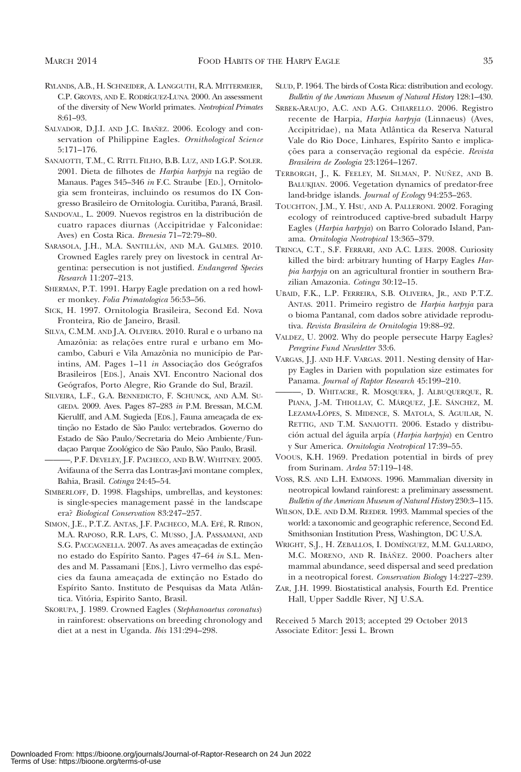RYLANDS, A.B., H. SCHNEIDER, A. LANGGUTH, R.A. MITTERMEIER, C.P. GROVES, AND E. RODRÍGUEZ-LUNA. 2000. An assessment of the diversity of New World primates. *Neotropical Primates* 8:61–93.

SALVADOR, D.J.I. AND J.C. IBAÑEZ. 2006. Ecology and conservation of Philippine Eagles. *Ornithological Science* 5:171–176.

SANAIOTTI, T.M., C. RITTL FILHO, B.B. LUZ, AND I.G.P. SOLER. 2001. Dieta de filhotes de *Harpia harpyja* na região de Manaus. Pages 345–346 *in* F.C. Straube [ED.], Ornitologia sem fronteiras, incluindo os resumos do IX Congresso Brasileiro de Ornitologia. Curitiba, Paraná, Brasil.

SANDOVAL, L. 2009. Nuevos registros en la distribución de cuatro rapaces diurnas (Accipitridae y Falconidae: Aves) en Costa Rica. *Brenesia* 71–72:79–80.

SARASOLA, J.H., M.A. SANTILLÁN, AND M.A. GALMES. 2010. Crowned Eagles rarely prey on livestock in central Argentina: persecution is not justified. *Endangered Species Research* 11:207–213.

SHERMAN, P.T. 1991. Harpy Eagle predation on a red howler monkey. *Folia Primatologica* 56:53–56.

SICK, H. 1997. Ornitologia Brasileira, Second Ed. Nova Fronteira, Rio de Janeiro, Brasil.

SILVA, C.M.M. AND J.A. OLIVEIRA. 2010. Rural e o urbano na Amazônia: as relações entre rural e urbano em Mocambo, Caburi e Vila Amazônia no município de Parintins, AM. Pages 1–11 *in* Associação dos Geógrafos Brasileiros [EDS.], Anais XVI. Encontro Nacional dos Geógrafos, Porto Alegre, Rio Grande do Sul, Brazil.

SILVEIRA, L.F., G.A. BENNEDICTO, F. SCHUNCK, AND A.M. SUGIEDA. 2009. Aves. Pages 87–283 *in* P.M. Bressan, M.C.M. Kierulff, and A.M. Sugieda [EDS.], Fauna ameaçada de extinção no Estado de São Paulo: vertebrados. Governo do Estado de São Paulo/Secretaria do Meio Ambiente/Fundaçao Parque Zoológico de São Paulo, São Paulo, Brasil.

———, P.F. DEVELEY, J.F. PACHECO, AND B.W. WHITNEY. 2005. Avifauna of the Serra das Lontras-Javi montane complex, Bahia, Brasil. *Cotinga* 24:45–54.

SIMBERLOFF, D. 1998. Flagships, umbrellas, and keystones: is single-species management passé in the landscape era? *Biological Conservation* 83:247–257.

SIMON, J.E., P.T.Z. ANTAS, J.F. PACHECO, M.A. EFÉ, R. RIBON, M.A. RAPOSO, R.R. LAPS, C. MUSSO, J.A. PASSAMANI, AND S.G. PACCAGNELLA. 2007. As aves ameaçadas de extinção no estado do Espírito Santo. Pages 47–64 *in* S.L. Mendes and M. Passamani [EDS.], Livro vermelho das espécies da fauna ameaçada de extinção no Estado do Espírito Santo. Instituto de Pesquisas da Mata Atlântica. Vitória, Espirito Santo, Brasil.

SKORUPA, J. 1989. Crowned Eagles (*Stephanoaetus coronatus*) in rainforest: observations on breeding chronology and diet at a nest in Uganda. *Ibis* 131:294–298.

SLUD, P. 1964. The birds of Costa Rica: distribution and ecology. *Bulletin of the American Museum of Natural History* 128:1–430.

SRBEK-ARAUJO, A.C. AND A.G. CHIARELLO. 2006. Registro recente de Harpia, *Harpia harpyja* (Linnaeus) (Aves, Accipitridae), na Mata Atlântica da Reserva Natural Vale do Rio Doce, Linhares, Espírito Santo e implicações para a conservação regional da espécie. *Revista Brasileira de Zoologia* 23:1264–1267.

TERBORGH, J., K. FEELEY, M. SILMAN, P. NUÑEZ, AND B. BALUKJIAN. 2006. Vegetation dynamics of predator-free land-bridge islands. *Journal of Ecology* 94:253–263.

TOUCHTON, J.M., Y. HSU, AND A. PALLERONI. 2002. Foraging ecology of reintroduced captive-bred subadult Harpy Eagles (*Harpia harpyja*) on Barro Colorado Island, Panama. *Ornitologia Neotropical* 13:365–379.

TRINCA, C.T., S.F. FERRARI, AND A.C. LEES. 2008. Curiosity killed the bird: arbitrary hunting of Harpy Eagles *Harpia harpyja* on an agricultural frontier in southern Brazilian Amazonia. *Cotinga* 30:12–15.

UBAID, F.K., L.P. FERREIRA, S.B. OLIVEIRA, JR., AND P.T.Z. ANTAS. 2011. Primeiro registro de *Harpia harpyja* para o bioma Pantanal, com dados sobre atividade reprodutiva. *Revista Brasileira de Ornitologia* 19:88–92.

VALDEZ, U. 2002. Why do people persecute Harpy Eagles? *Peregrine Fund Newsletter* 33:6.

VARGAS, J.J. AND H.F. VARGAS. 2011. Nesting density of Harpy Eagles in Darien with population size estimates for Panama. *Journal of Raptor Research* 45:199–210.

———, D. WHITACRE, R. MOSQUERA, J. ALBUQUERQUE, R. PIANA, J.-M. THIOLLAY, C. MÁRQUEZ, J.E. SÁNCHEZ, M. LEZAMA-LÓPES, S. MIDENCE, S. MATOLA, S. AGUILAR, N. RETTIG, AND T.M. SANAIOTTI. 2006. Estado y distribución actual del águila arpía (*Harpia harpyja*) en Centro y Sur America. *Ornitologia Neotropical* 17:39–55.

VOOUS, K.H. 1969. Predation potential in birds of prey from Surinam. *Ardea* 57:119–148.

VOSS, R.S. AND L.H. EMMONS. 1996. Mammalian diversity in neotropical lowland rainforest: a preliminary assessment. *Bulletin of the American Museum of Natural History* 230:3–115.

WILSON, D.E. AND D.M. REEDER. 1993. Mammal species of the world: a taxonomic and geographic reference, Second Ed. Smithsonian Institution Press, Washington, DC U.S.A.

WRIGHT, S.J., H. ZEBALLOS, I. DOMÍNGUEZ, M.M. GALLARDO, M.C. MORENO, AND R. IBÁÑEZ. 2000. Poachers alter mammal abundance, seed dispersal and seed predation in a neotropical forest. *Conservation Biology* 14:227–239.

ZAR, J.H. 1999. Biostatistical analysis, Fourth Ed. Prentice Hall, Upper Saddle River, NJ U.S.A.

Received 5 March 2013; accepted 29 October 2013
Associate Editor: Jessi L. Brown